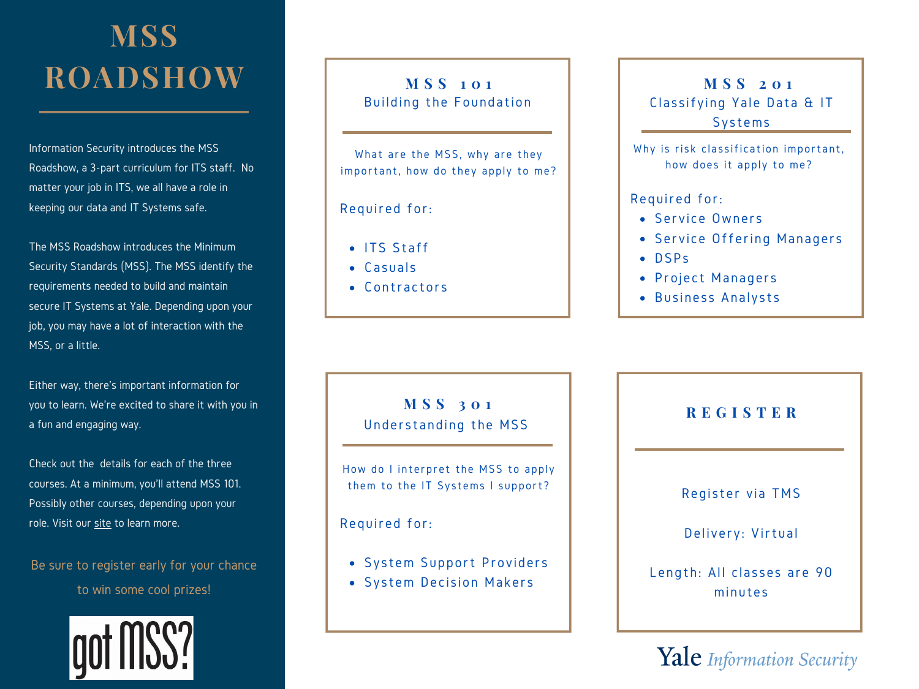# MSS ROADSHOW

Information Security introduces the MSS Roadshow, a 3-part curriculum for ITS staff. No matter your job in ITS, we all have a role in keeping our data and IT Systems safe.

The MSS Roadshow introduces the Minimum Security Standards (MSS). The MSS identify the requirements needed to build and maintain secure IT Systems at Yale. Depending upon your job, you may have a lot of interaction with the MSS, or a little.

Either way, there's important information for you to learn. We're excited to share it with you in a fun and engaging way.

Check out the details for each of the three courses. At a minimum, you'll attend MSS 101. Possibly other courses, depending upon your role. Visit our site to learn more.

Be sure to register early for your chance to win some cool prizes!

got MSS?

## MSS 101
### Building the Foundation

What are the MSS, why are they important, how do they apply to me?

Required for:

- ITS Staff
- Casuals
- Contractors

## MSS 201
### Classifying Yale Data & IT Systems

Why is risk classification important, how does it apply to me?

Required for:

- Service Owners
- Service Offering Managers
- DSPs
- Project Managers
- Business Analysts

## MSS 301
### Understanding the MSS

How do I interpret the MSS to apply them to the IT Systems I support?

Required for:

- System Support Providers
- System Decision Makers

## REGISTER

Register via TMS

Delivery: Virtual

Length: All classes are 90 minutes

Yale *Information Security*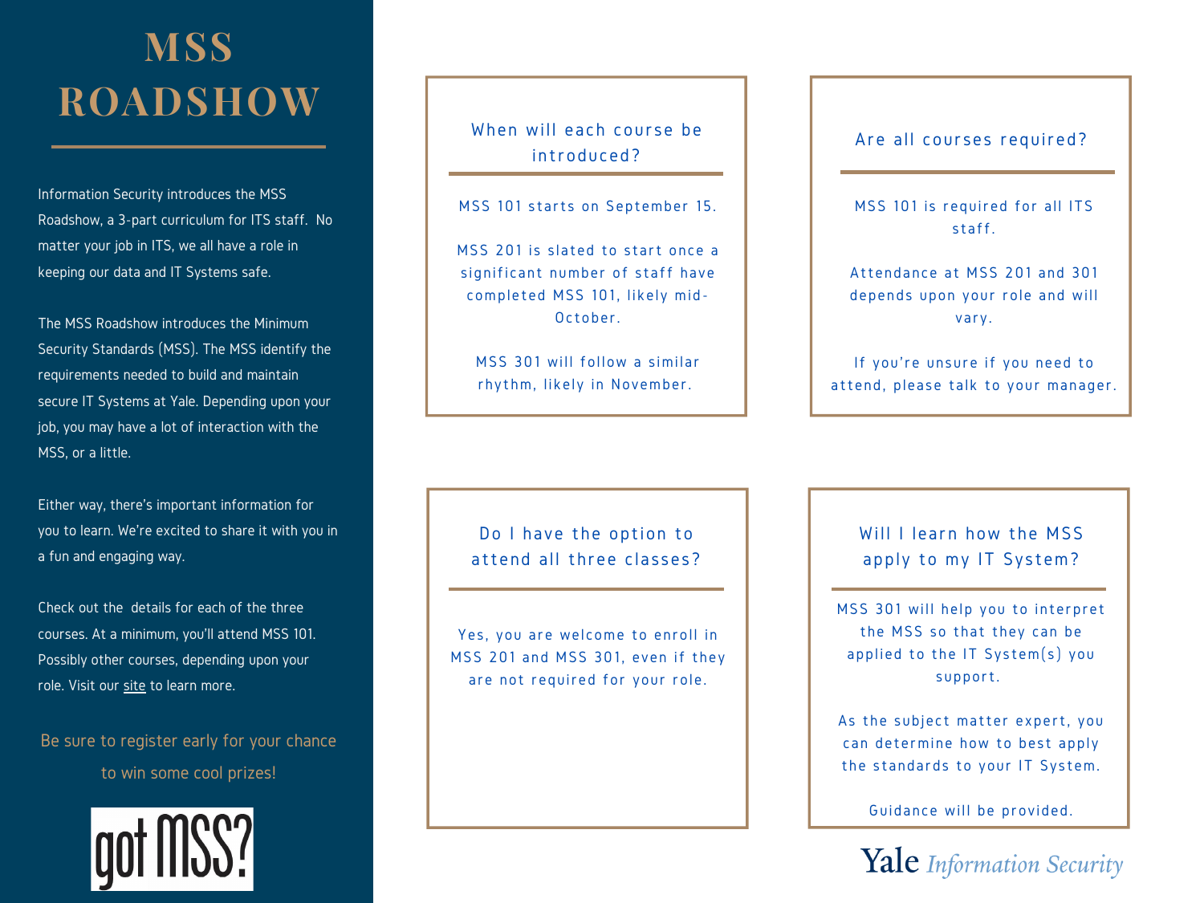# MSS ROADSHOW

Information Security introduces the MSS Roadshow, a 3-part curriculum for ITS staff. No matter your job in ITS, we all have a role in keeping our data and IT Systems safe.

The MSS Roadshow introduces the Minimum Security Standards (MSS). The MSS identify the requirements needed to build and maintain secure IT Systems at Yale. Depending upon your job, you may have a lot of interaction with the MSS, or a little.

Either way, there's important information for you to learn. We're excited to share it with you in a fun and engaging way.

Check out the details for each of the three courses. At a minimum, you'll attend MSS 101. Possibly other courses, depending upon your role. Visit our site to learn more.

Be sure to register early for your chance to win some cool prizes!

got MSS?

### When will each course be introduced?

MSS 101 starts on September 15.

MSS 201 is slated to start once a significant number of staff have completed MSS 101, likely mid-October.

MSS 301 will follow a similar rhythm, likely in November.

### Are all courses required?

MSS 101 is required for all ITS staff.

Attendance at MSS 201 and 301 depends upon your role and will vary.

If you're unsure if you need to attend, please talk to your manager.

### Do I have the option to attend all three classes?

Yes, you are welcome to enroll in MSS 201 and MSS 301, even if they are not required for your role.

### Will I learn how the MSS apply to my IT System?

MSS 301 will help you to interpret the MSS so that they can be applied to the IT System(s) you support.

As the subject matter expert, you can determine how to best apply the standards to your IT System.

Guidance will be provided.

Yale *Information Security*